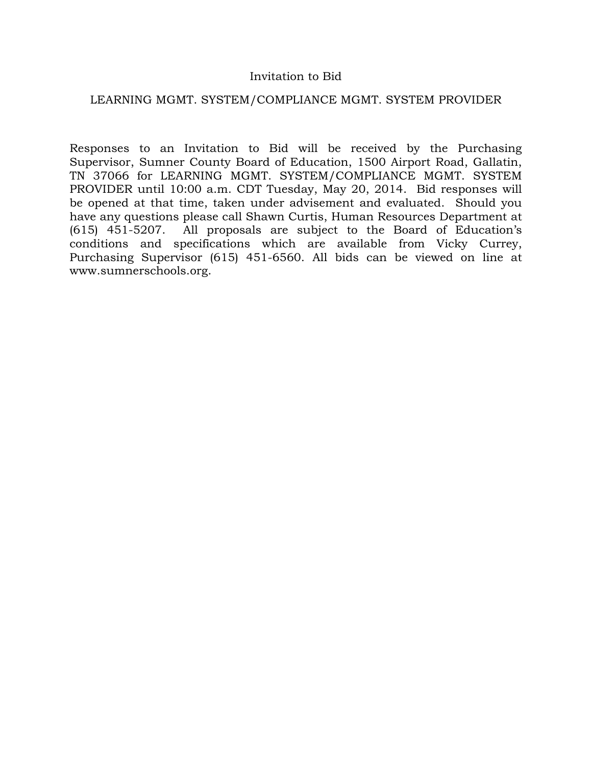# Invitation to Bid

## LEARNING MGMT. SYSTEM/COMPLIANCE MGMT. SYSTEM PROVIDER

Responses to an Invitation to Bid will be received by the Purchasing Supervisor, Sumner County Board of Education, 1500 Airport Road, Gallatin, TN 37066 for LEARNING MGMT. SYSTEM/COMPLIANCE MGMT. SYSTEM PROVIDER until 10:00 a.m. CDT Tuesday, May 20, 2014. Bid responses will be opened at that time, taken under advisement and evaluated. Should you have any questions please call Shawn Curtis, Human Resources Department at (615) 451-5207. All proposals are subject to the Board of Education's conditions and specifications which are available from Vicky Currey, Purchasing Supervisor (615) 451-6560. All bids can be viewed on line at www.sumnerschools.org.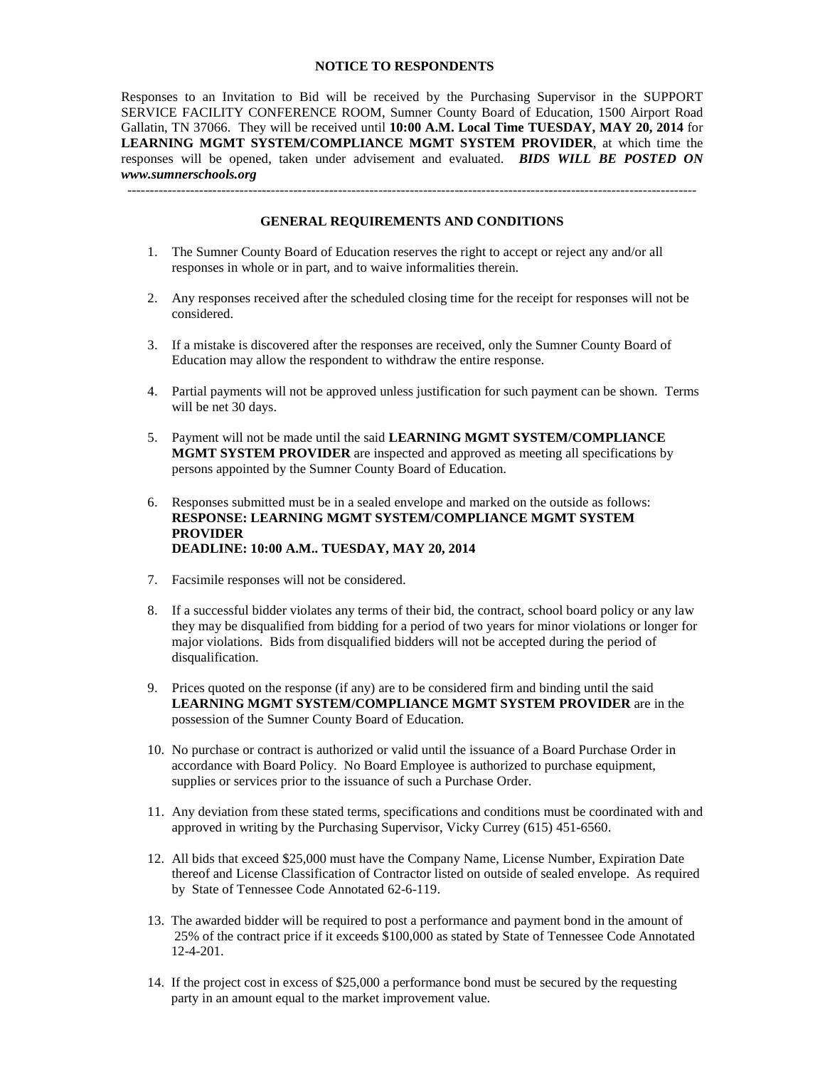## NOTICE TO RESPONDENTS

Responses to an Invitation to Bid will be received by the Purchasing Supervisor in the SUPPORT SERVICE FACILITY CONFERENCE ROOM, Sumner County Board of Education, 1500 Airport Road Gallatin, TN 37066. They will be received until **10:00 A.M. Local Time TUESDAY, MAY 20, 2014** for **LEARNING MGMT SYSTEM/COMPLIANCE MGMT SYSTEM PROVIDER**, at which time the responses will be opened, taken under advisement and evaluated. ***BIDS WILL BE POSTED ON www.sumnerschools.org***

---

## GENERAL REQUIREMENTS AND CONDITIONS

1. The Sumner County Board of Education reserves the right to accept or reject any and/or all responses in whole or in part, and to waive informalities therein.

2. Any responses received after the scheduled closing time for the receipt for responses will not be considered.

3. If a mistake is discovered after the responses are received, only the Sumner County Board of Education may allow the respondent to withdraw the entire response.

4. Partial payments will not be approved unless justification for such payment can be shown. Terms will be net 30 days.

5. Payment will not be made until the said **LEARNING MGMT SYSTEM/COMPLIANCE MGMT SYSTEM PROVIDER** are inspected and approved as meeting all specifications by persons appointed by the Sumner County Board of Education.

6. Responses submitted must be in a sealed envelope and marked on the outside as follows:
   **RESPONSE: LEARNING MGMT SYSTEM/COMPLIANCE MGMT SYSTEM PROVIDER**
   **DEADLINE: 10:00 A.M.. TUESDAY, MAY 20, 2014**

7. Facsimile responses will not be considered.

8. If a successful bidder violates any terms of their bid, the contract, school board policy or any law they may be disqualified from bidding for a period of two years for minor violations or longer for major violations. Bids from disqualified bidders will not be accepted during the period of disqualification.

9. Prices quoted on the response (if any) are to be considered firm and binding until the said **LEARNING MGMT SYSTEM/COMPLIANCE MGMT SYSTEM PROVIDER** are in the possession of the Sumner County Board of Education.

10. No purchase or contract is authorized or valid until the issuance of a Board Purchase Order in accordance with Board Policy. No Board Employee is authorized to purchase equipment, supplies or services prior to the issuance of such a Purchase Order.

11. Any deviation from these stated terms, specifications and conditions must be coordinated with and approved in writing by the Purchasing Supervisor, Vicky Currey (615) 451-6560.

12. All bids that exceed $25,000 must have the Company Name, License Number, Expiration Date thereof and License Classification of Contractor listed on outside of sealed envelope. As required by State of Tennessee Code Annotated 62-6-119.

13. The awarded bidder will be required to post a performance and payment bond in the amount of 25% of the contract price if it exceeds $100,000 as stated by State of Tennessee Code Annotated 12-4-201.

14. If the project cost in excess of $25,000 a performance bond must be secured by the requesting party in an amount equal to the market improvement value.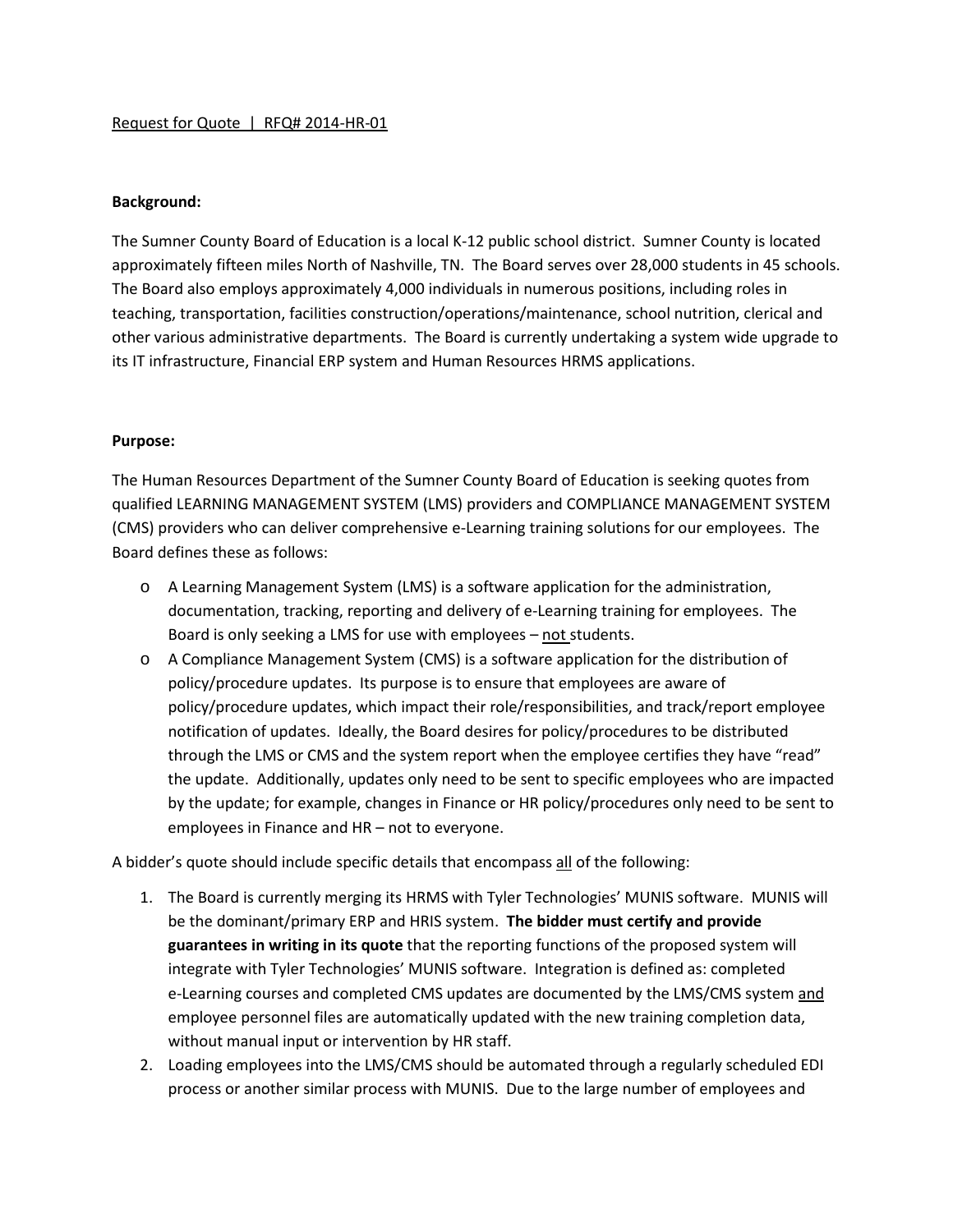Request for Quote | RFQ# 2014-HR-01

**Background:**

The Sumner County Board of Education is a local K-12 public school district. Sumner County is located approximately fifteen miles North of Nashville, TN. The Board serves over 28,000 students in 45 schools. The Board also employs approximately 4,000 individuals in numerous positions, including roles in teaching, transportation, facilities construction/operations/maintenance, school nutrition, clerical and other various administrative departments. The Board is currently undertaking a system wide upgrade to its IT infrastructure, Financial ERP system and Human Resources HRMS applications.

**Purpose:**

The Human Resources Department of the Sumner County Board of Education is seeking quotes from qualified LEARNING MANAGEMENT SYSTEM (LMS) providers and COMPLIANCE MANAGEMENT SYSTEM (CMS) providers who can deliver comprehensive e-Learning training solutions for our employees. The Board defines these as follows:

- A Learning Management System (LMS) is a software application for the administration, documentation, tracking, reporting and delivery of e-Learning training for employees. The Board is only seeking a LMS for use with employees – not students.
- A Compliance Management System (CMS) is a software application for the distribution of policy/procedure updates. Its purpose is to ensure that employees are aware of policy/procedure updates, which impact their role/responsibilities, and track/report employee notification of updates. Ideally, the Board desires for policy/procedures to be distributed through the LMS or CMS and the system report when the employee certifies they have "read" the update. Additionally, updates only need to be sent to specific employees who are impacted by the update; for example, changes in Finance or HR policy/procedures only need to be sent to employees in Finance and HR – not to everyone.

A bidder's quote should include specific details that encompass all of the following:

1. The Board is currently merging its HRMS with Tyler Technologies' MUNIS software. MUNIS will be the dominant/primary ERP and HRIS system. **The bidder must certify and provide guarantees in writing in its quote** that the reporting functions of the proposed system will integrate with Tyler Technologies' MUNIS software. Integration is defined as: completed e-Learning courses and completed CMS updates are documented by the LMS/CMS system and employee personnel files are automatically updated with the new training completion data, without manual input or intervention by HR staff.
2. Loading employees into the LMS/CMS should be automated through a regularly scheduled EDI process or another similar process with MUNIS. Due to the large number of employees and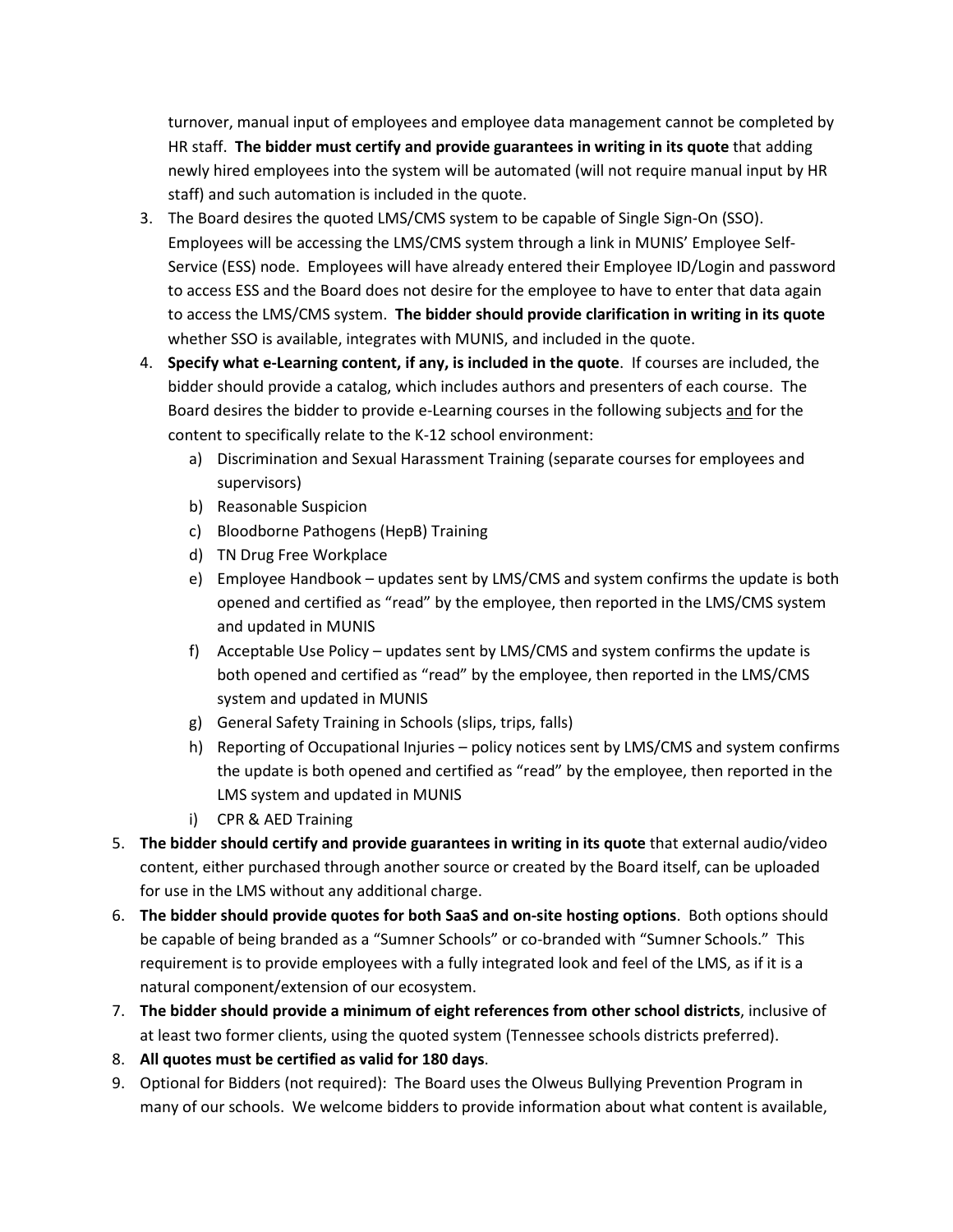turnover, manual input of employees and employee data management cannot be completed by HR staff. **The bidder must certify and provide guarantees in writing in its quote** that adding newly hired employees into the system will be automated (will not require manual input by HR staff) and such automation is included in the quote.

3. The Board desires the quoted LMS/CMS system to be capable of Single Sign-On (SSO). Employees will be accessing the LMS/CMS system through a link in MUNIS' Employee Self-Service (ESS) node. Employees will have already entered their Employee ID/Login and password to access ESS and the Board does not desire for the employee to have to enter that data again to access the LMS/CMS system. **The bidder should provide clarification in writing in its quote** whether SSO is available, integrates with MUNIS, and included in the quote.
4. **Specify what e-Learning content, if any, is included in the quote**. If courses are included, the bidder should provide a catalog, which includes authors and presenters of each course. The Board desires the bidder to provide e-Learning courses in the following subjects <u>and</u> for the content to specifically relate to the K-12 school environment:
   a) Discrimination and Sexual Harassment Training (separate courses for employees and supervisors)
   b) Reasonable Suspicion
   c) Bloodborne Pathogens (HepB) Training
   d) TN Drug Free Workplace
   e) Employee Handbook – updates sent by LMS/CMS and system confirms the update is both opened and certified as "read" by the employee, then reported in the LMS/CMS system and updated in MUNIS
   f) Acceptable Use Policy – updates sent by LMS/CMS and system confirms the update is both opened and certified as "read" by the employee, then reported in the LMS/CMS system and updated in MUNIS
   g) General Safety Training in Schools (slips, trips, falls)
   h) Reporting of Occupational Injuries – policy notices sent by LMS/CMS and system confirms the update is both opened and certified as "read" by the employee, then reported in the LMS system and updated in MUNIS
   i) CPR & AED Training

5. **The bidder should certify and provide guarantees in writing in its quote** that external audio/video content, either purchased through another source or created by the Board itself, can be uploaded for use in the LMS without any additional charge.
6. **The bidder should provide quotes for both SaaS and on-site hosting options**. Both options should be capable of being branded as a "Sumner Schools" or co-branded with "Sumner Schools." This requirement is to provide employees with a fully integrated look and feel of the LMS, as if it is a natural component/extension of our ecosystem.
7. **The bidder should provide a minimum of eight references from other school districts**, inclusive of at least two former clients, using the quoted system (Tennessee schools districts preferred).
8. **All quotes must be certified as valid for 180 days**.
9. Optional for Bidders (not required): The Board uses the Olweus Bullying Prevention Program in many of our schools. We welcome bidders to provide information about what content is available,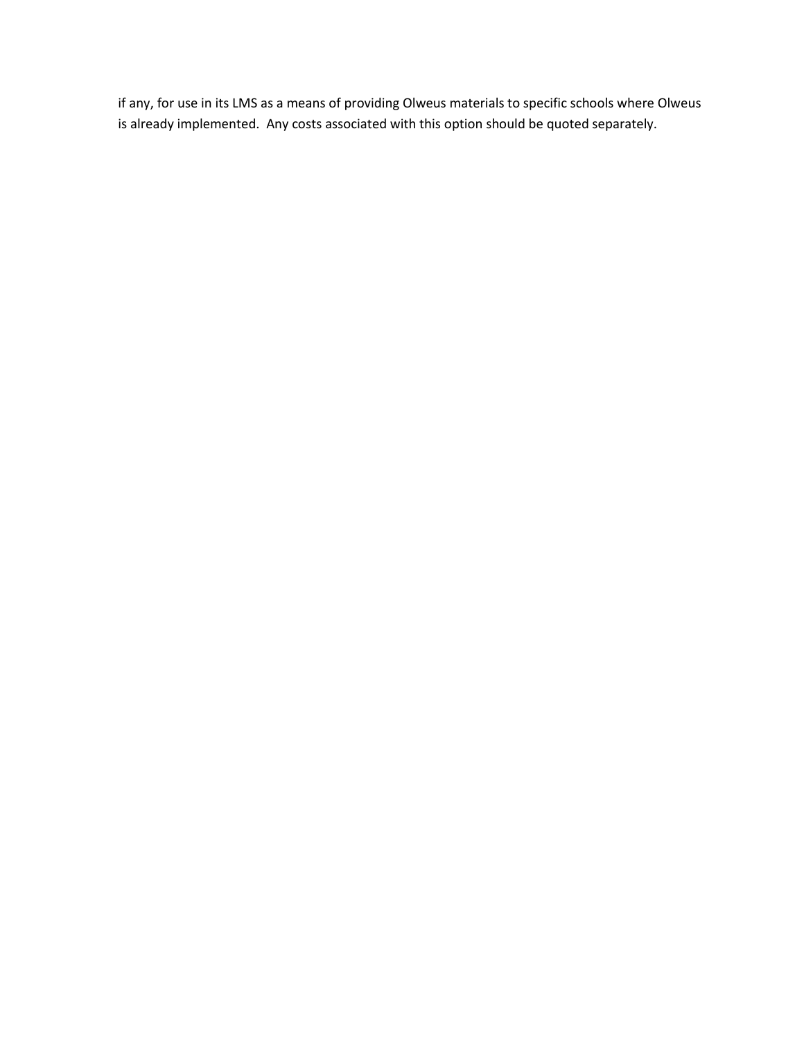if any, for use in its LMS as a means of providing Olweus materials to specific schools where Olweus is already implemented. Any costs associated with this option should be quoted separately.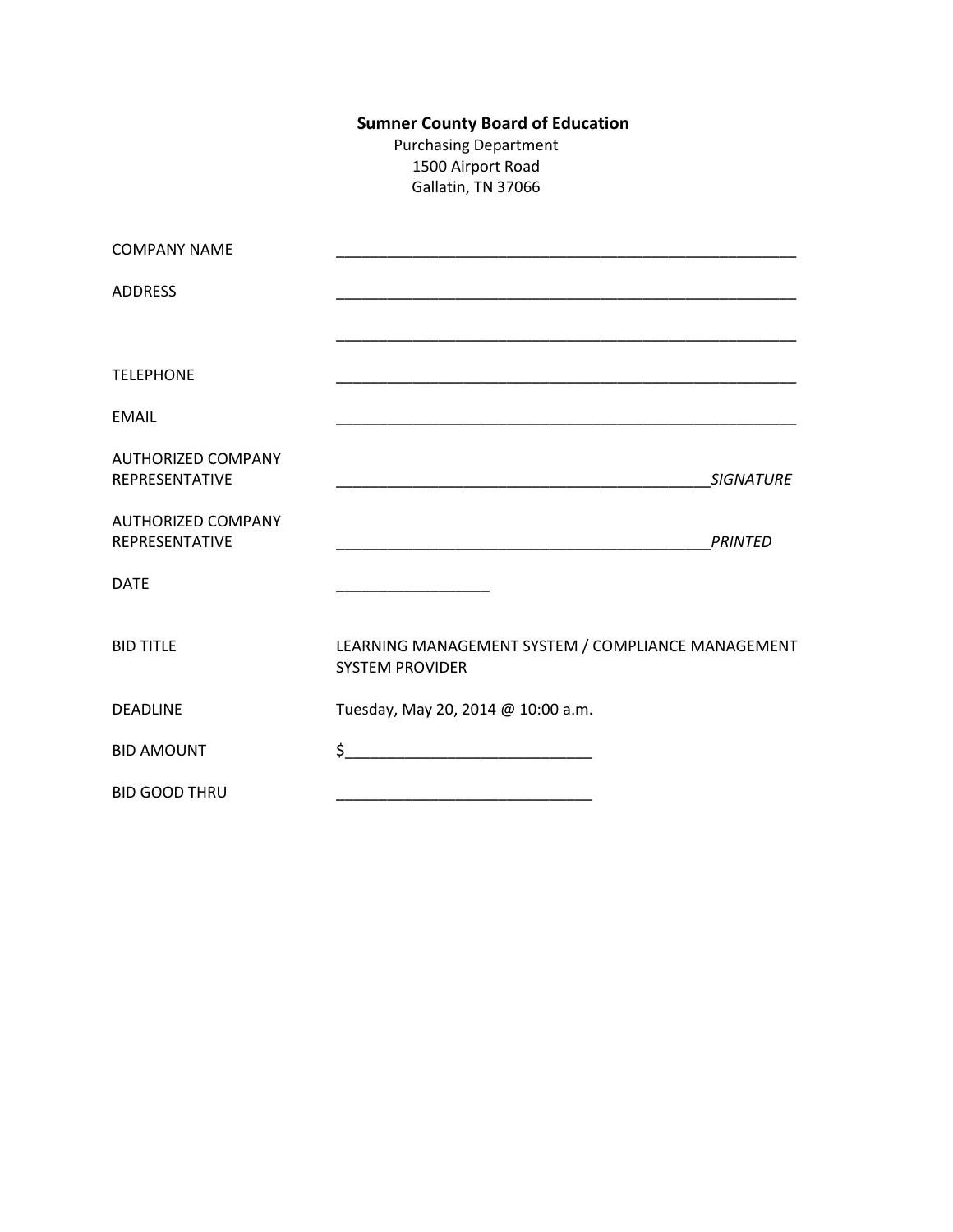**Sumner County Board of Education**

Purchasing Department
1500 Airport Road
Gallatin, TN 37066

| | |
|---|---|
| COMPANY NAME | _______________________________________________________ |
| ADDRESS | _______________________________________________________ |
| | _______________________________________________________ |
| TELEPHONE | _______________________________________________________ |
| EMAIL | _______________________________________________________ |
| AUTHORIZED COMPANY REPRESENTATIVE | _____________________________________________ *SIGNATURE* |
| AUTHORIZED COMPANY REPRESENTATIVE | _____________________________________________ *PRINTED* |
| DATE | __________________ |
| BID TITLE | LEARNING MANAGEMENT SYSTEM / COMPLIANCE MANAGEMENT SYSTEM PROVIDER |
| DEADLINE | Tuesday, May 20, 2014 @ 10:00 a.m. |
| BID AMOUNT | $_____________________________ |
| BID GOOD THRU | ______________________________ |